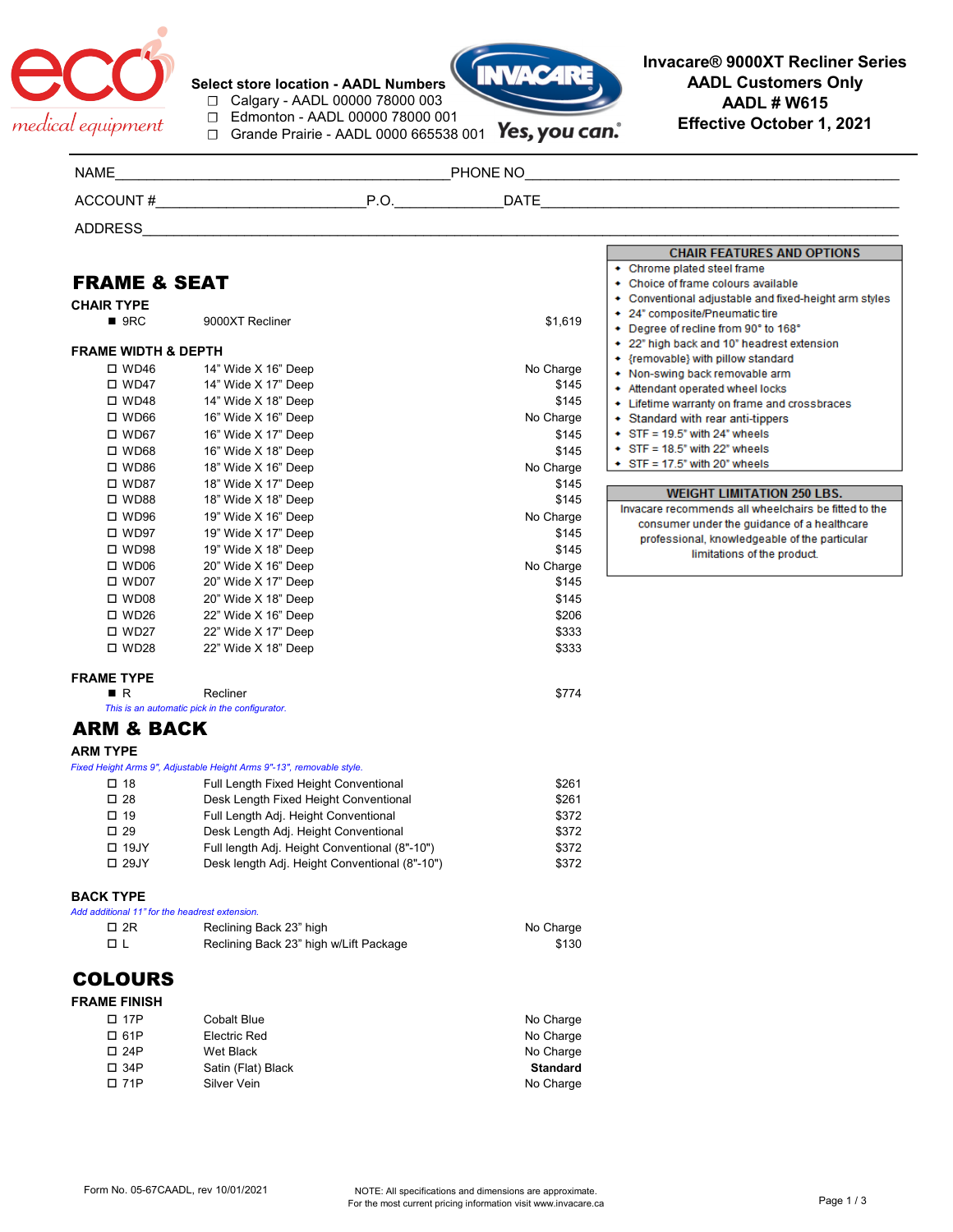eco medical equipment

**Select store location - AADL Numbers**

- ☐ Calgary - AADL 00000 78000 003
- ☐ Edmonton - AADL 00000 78000 001
- ☐ Grande Prairie - AADL 0000 665538 001

INVACARE Yes, you can.

**Invacare® 9000XT Recliner Series**
**AADL Customers Only**
**AADL # W615**
**Effective October 1, 2021**

NAME_______________________________PHONE NO_______________________________

ACCOUNT #____________________P.O.___________DATE_____________________________

ADDRESS______________________________________________________________________

# FRAME & SEAT

### CHAIR TYPE

| | | |
|---|---|---|
| ■ 9RC | 9000XT Recliner | $1,619 |

### FRAME WIDTH & DEPTH

| | | |
|---|---|---|
| ☐ WD46 | 14" Wide X 16" Deep | No Charge |
| ☐ WD47 | 14" Wide X 17" Deep | $145 |
| ☐ WD48 | 14" Wide X 18" Deep | $145 |
| ☐ WD66 | 16" Wide X 16" Deep | No Charge |
| ☐ WD67 | 16" Wide X 17" Deep | $145 |
| ☐ WD68 | 16" Wide X 18" Deep | $145 |
| ☐ WD86 | 18" Wide X 16" Deep | No Charge |
| ☐ WD87 | 18" Wide X 17" Deep | $145 |
| ☐ WD88 | 18" Wide X 18" Deep | $145 |
| ☐ WD96 | 19" Wide X 16" Deep | No Charge |
| ☐ WD97 | 19" Wide X 17" Deep | $145 |
| ☐ WD98 | 19" Wide X 18" Deep | $145 |
| ☐ WD06 | 20" Wide X 16" Deep | No Charge |
| ☐ WD07 | 20" Wide X 17" Deep | $145 |
| ☐ WD08 | 20" Wide X 18" Deep | $145 |
| ☐ WD26 | 22" Wide X 16" Deep | $206 |
| ☐ WD27 | 22" Wide X 17" Deep | $333 |
| ☐ WD28 | 22" Wide X 18" Deep | $333 |

### FRAME TYPE

| | | |
|---|---|---|
| ■ R | Recliner | $774 |

*This is an automatic pick in the configurator.*

# ARM & BACK

### ARM TYPE

*Fixed Height Arms 9", Adjustable Height Arms 9"-13", removable style.*

| | | |
|---|---|---|
| ☐ 18 | Full Length Fixed Height Conventional | $261 |
| ☐ 28 | Desk Length Fixed Height Conventional | $261 |
| ☐ 19 | Full Length Adj. Height Conventional | $372 |
| ☐ 29 | Desk Length Adj. Height Conventional | $372 |
| ☐ 19JY | Full length Adj. Height Conventional (8"-10") | $372 |
| ☐ 29JY | Desk length Adj. Height Conventional (8"-10") | $372 |

### BACK TYPE

*Add additional 11" for the headrest extension.*

| | | |
|---|---|---|
| ☐ 2R | Reclining Back 23" high | No Charge |
| ☐ L | Reclining Back 23" high w/Lift Package | $130 |

# COLOURS

### FRAME FINISH

| | | |
|---|---|---|
| ☐ 17P | Cobalt Blue | No Charge |
| ☐ 61P | Electric Red | No Charge |
| ☐ 24P | Wet Black | No Charge |
| ☐ 34P | Satin (Flat) Black | **Standard** |
| ☐ 71P | Silver Vein | No Charge |

### CHAIR FEATURES AND OPTIONS

- Chrome plated steel frame
- Choice of frame colours available
- Conventional adjustable and fixed-height arm styles
- 24" composite/Pneumatic tire
- Degree of recline from 90° to 168°
- 22" high back and 10" headrest extension
- {removable} with pillow standard
- Non-swing back removable arm
- Attendant operated wheel locks
- Lifetime warranty on frame and crossbraces
- Standard with rear anti-tippers
- STF = 19.5" with 24" wheels
- STF = 18.5" with 22" wheels
- STF = 17.5" with 20" wheels

### WEIGHT LIMITATION 250 LBS.

Invacare recommends all wheelchairs be fitted to the consumer under the guidance of a healthcare professional, knowledgeable of the particular limitations of the product.

Form No. 05-67CAADL, rev 10/01/2021

NOTE: All specifications and dimensions are approximate.
For the most current pricing information visit www.invacare.ca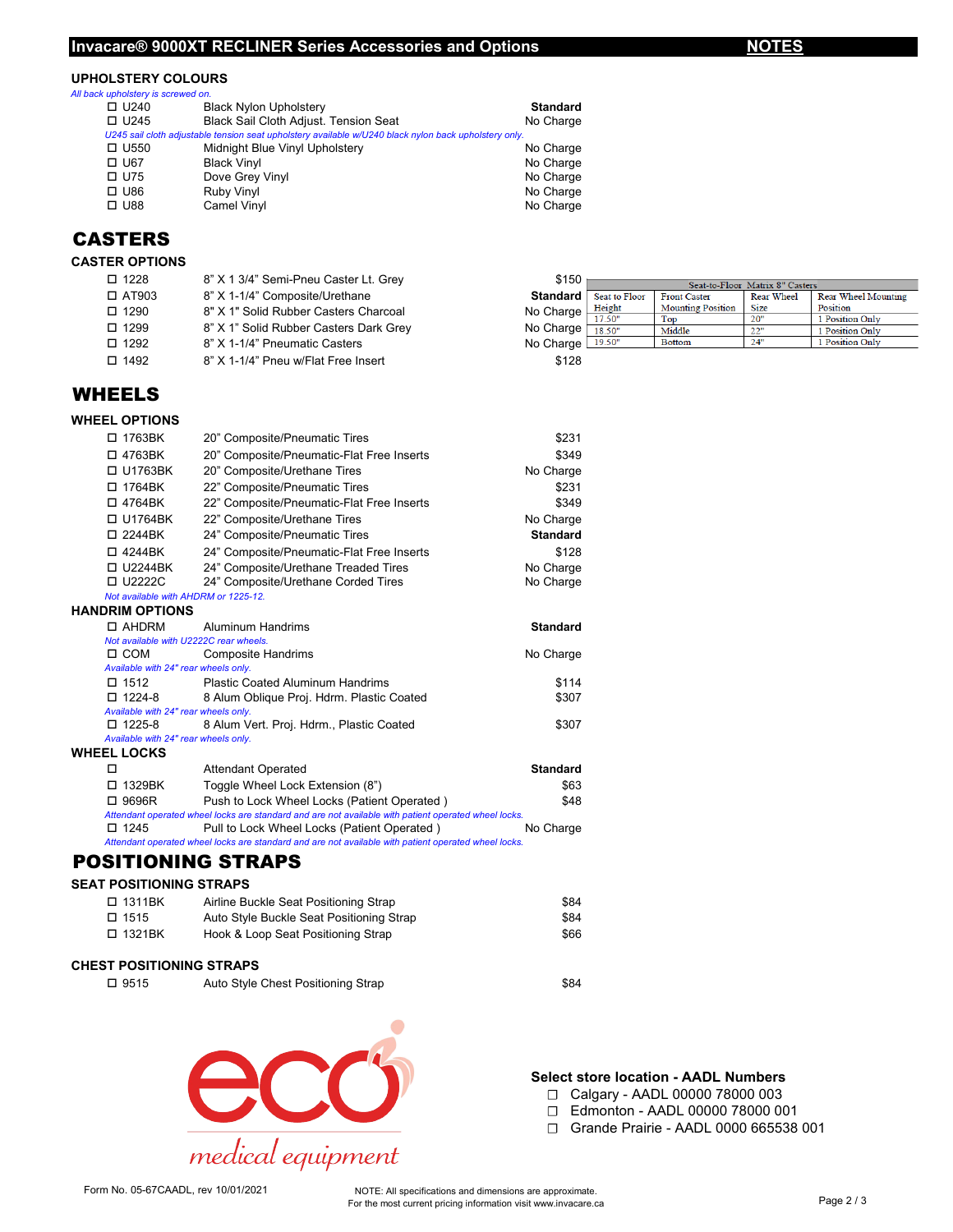## Invacare® 9000XT RECLINER Series Accessories and Options

**NOTES**

### UPHOLSTERY COLOURS

*All back upholstery is screwed on.*

| | | |
|---|---|---|
| ☐ U240 | Black Nylon Upholstery | **Standard** |
| ☐ U245 | Black Sail Cloth Adjust. Tension Seat | No Charge |

*U245 sail cloth adjustable tension seat upholstery available w/U240 black nylon back upholstery only.*

| | | |
|---|---|---|
| ☐ U550 | Midnight Blue Vinyl Upholstery | No Charge |
| ☐ U67 | Black Vinyl | No Charge |
| ☐ U75 | Dove Grey Vinyl | No Charge |
| ☐ U86 | Ruby Vinyl | No Charge |
| ☐ U88 | Camel Vinyl | No Charge |

# CASTERS

### CASTER OPTIONS

| | | |
|---|---|---|
| ☐ 1228 | 8" X 1 3/4" Semi-Pneu Caster Lt. Grey | $150 |
| ☐ AT903 | 8" X 1-1/4" Composite/Urethane | **Standard** |
| ☐ 1290 | 8" X 1" Solid Rubber Casters Charcoal | No Charge |
| ☐ 1299 | 8" X 1" Solid Rubber Casters Dark Grey | No Charge |
| ☐ 1292 | 8" X 1-1/4" Pneumatic Casters | No Charge |
| ☐ 1492 | 8" X 1-1/4" Pneu w/Flat Free Insert | $128 |

| Seat-to-Floor Matrix 8" Casters | | | |
|---|---|---|---|
| Seat to Floor Height | Front Caster Mounting Position | Rear Wheel Size | Rear Wheel Mounting Position |
| 17.50" | Top | 20" | 1 Position Only |
| 18.50" | Middle | 22" | 1 Position Only |
| 19.50" | Bottom | 24" | 1 Position Only |

# WHEELS

### WHEEL OPTIONS

| | | |
|---|---|---|
| ☐ 1763BK | 20" Composite/Pneumatic Tires | $231 |
| ☐ 4763BK | 20" Composite/Pneumatic-Flat Free Inserts | $349 |
| ☐ U1763BK | 20" Composite/Urethane Tires | No Charge |
| ☐ 1764BK | 22" Composite/Pneumatic Tires | $231 |
| ☐ 4764BK | 22" Composite/Pneumatic-Flat Free Inserts | $349 |
| ☐ U1764BK | 22" Composite/Urethane Tires | No Charge |
| ☐ 2244BK | 24" Composite/Pneumatic Tires | **Standard** |
| ☐ 4244BK | 24" Composite/Pneumatic-Flat Free Inserts | $128 |
| ☐ U2244BK | 24" Composite/Urethane Treaded Tires | No Charge |
| ☐ U2222C | 24" Composite/Urethane Corded Tires | No Charge |

*Not available with AHDRM or 1225-12.*

### HANDRIM OPTIONS

| | | |
|---|---|---|
| ☐ AHDRM | Aluminum Handrims | **Standard** |

*Not available with U2222C rear wheels.*

| | | |
|---|---|---|
| ☐ COM | Composite Handrims | No Charge |

*Available with 24" rear wheels only.*

| | | |
|---|---|---|
| ☐ 1512 | Plastic Coated Aluminum Handrims | $114 |
| ☐ 1224-8 | 8 Alum Oblique Proj. Hdrm. Plastic Coated | $307 |

*Available with 24" rear wheels only.*

| | | |
|---|---|---|
| ☐ 1225-8 | 8 Alum Vert. Proj. Hdrm., Plastic Coated | $307 |

*Available with 24" rear wheels only.*

### WHEEL LOCKS

| | | |
|---|---|---|
| ☐ | Attendant Operated | **Standard** |
| ☐ 1329BK | Toggle Wheel Lock Extension (8") | $63 |
| ☐ 9696R | Push to Lock Wheel Locks (Patient Operated ) | $48 |

*Attendant operated wheel locks are standard and are not available with patient operated wheel locks.*

| | | |
|---|---|---|
| ☐ 1245 | Pull to Lock Wheel Locks (Patient Operated ) | No Charge |

*Attendant operated wheel locks are standard and are not available with patient operated wheel locks.*

# POSITIONING STRAPS

### SEAT POSITIONING STRAPS

| | | |
|---|---|---|
| ☐ 1311BK | Airline Buckle Seat Positioning Strap | $84 |
| ☐ 1515 | Auto Style Buckle Seat Positioning Strap | $84 |
| ☐ 1321BK | Hook & Loop Seat Positioning Strap | $66 |

### CHEST POSITIONING STRAPS

| | | |
|---|---|---|
| ☐ 9515 | Auto Style Chest Positioning Strap | $84 |

eco medical equipment

**Select store location - AADL Numbers**

- ☐ Calgary - AADL 00000 78000 003
- ☐ Edmonton - AADL 00000 78000 001
- ☐ Grande Prairie - AADL 0000 665538 001

Form No. 05-67CAADL, rev 10/01/2021

NOTE: All specifications and dimensions are approximate.
For the most current pricing information visit www.invacare.ca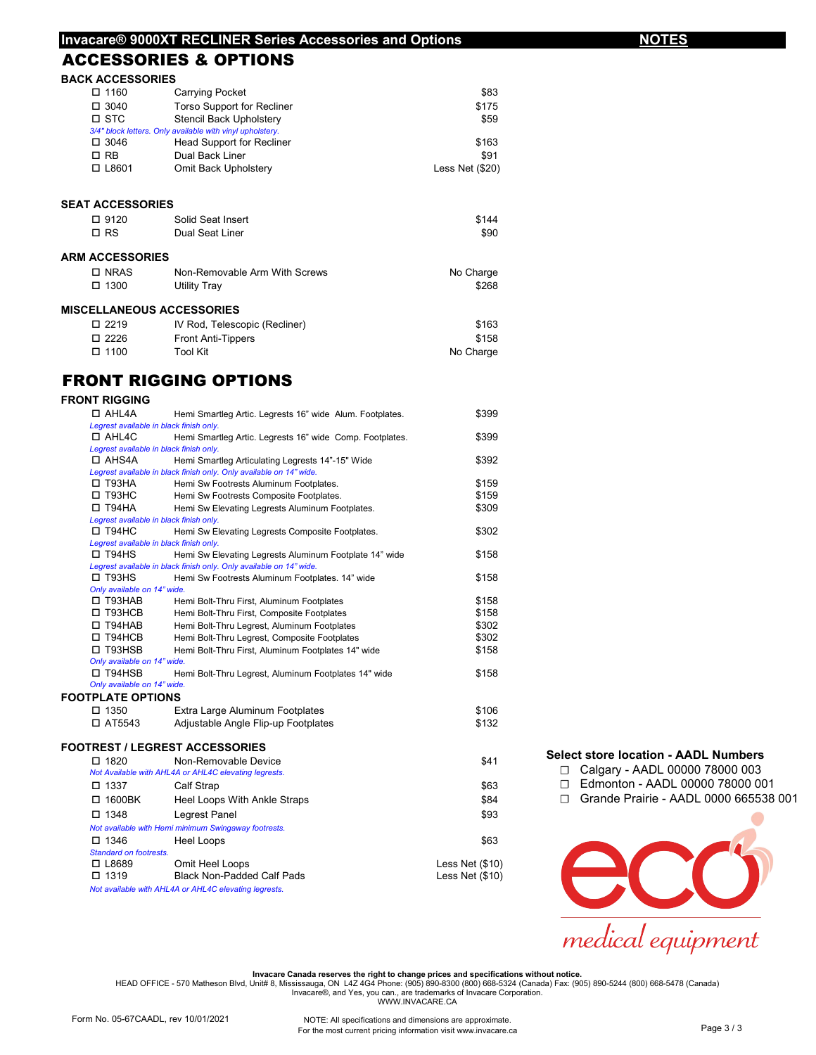## Invacare® 9000XT RECLINER Series Accessories and Options

**NOTES**

# ACCESSORIES & OPTIONS

### BACK ACCESSORIES

| | | |
|---|---|---|
| ☐ 1160 | Carrying Pocket | $83 |
| ☐ 3040 | Torso Support for Recliner | $175 |
| ☐ STC | Stencil Back Upholstery | $59 |
| *3/4" block letters. Only available with vinyl upholstery.* | | |
| ☐ 3046 | Head Support for Recliner | $163 |
| ☐ RB | Dual Back Liner | $91 |
| ☐ L8601 | Omit Back Upholstery | Less Net ($20) |

### SEAT ACCESSORIES

| | | |
|---|---|---|
| ☐ 9120 | Solid Seat Insert | $144 |
| ☐ RS | Dual Seat Liner | $90 |

### ARM ACCESSORIES

| | | |
|---|---|---|
| ☐ NRAS | Non-Removable Arm With Screws | No Charge |
| ☐ 1300 | Utility Tray | $268 |

### MISCELLANEOUS ACCESSORIES

| | | |
|---|---|---|
| ☐ 2219 | IV Rod, Telescopic (Recliner) | $163 |
| ☐ 2226 | Front Anti-Tippers | $158 |
| ☐ 1100 | Tool Kit | No Charge |

# FRONT RIGGING OPTIONS

### FRONT RIGGING

| | | |
|---|---|---|
| ☐ AHL4A | Hemi Smartleg Artic. Legrests 16" wide Alum. Footplates. | $399 |
| *Legrest available in black finish only.* | | |
| ☐ AHL4C | Hemi Smartleg Artic. Legrests 16" wide Comp. Footplates. | $399 |
| *Legrest available in black finish only.* | | |
| ☐ AHS4A | Hemi Smartleg Articulating Legrests 14"-15" Wide | $392 |
| *Legrest available in black finish only. Only available on 14" wide.* | | |
| ☐ T93HA | Hemi Sw Footrests Aluminum Footplates. | $159 |
| ☐ T93HC | Hemi Sw Footrests Composite Footplates. | $159 |
| ☐ T94HA | Hemi Sw Elevating Legrests Aluminum Footplates. | $309 |
| *Legrest available in black finish only.* | | |
| ☐ T94HC | Hemi Sw Elevating Legrests Composite Footplates. | $302 |
| *Legrest available in black finish only.* | | |
| ☐ T94HS | Hemi Sw Elevating Legrests Aluminum Footplate 14" wide | $158 |
| *Legrest available in black finish only. Only available on 14" wide.* | | |
| ☐ T93HS | Hemi Sw Footrests Aluminum Footplates. 14" wide | $158 |
| *Only available on 14" wide.* | | |
| ☐ T93HAB | Hemi Bolt-Thru First, Aluminum Footplates | $158 |
| ☐ T93HCB | Hemi Bolt-Thru First, Composite Footplates | $158 |
| ☐ T94HAB | Hemi Bolt-Thru Legrest, Aluminum Footplates | $302 |
| ☐ T94HCB | Hemi Bolt-Thru Legrest, Composite Footplates | $302 |
| ☐ T93HSB | Hemi Bolt-Thru First, Aluminum Footplates 14" wide | $158 |
| *Only available on 14" wide.* | | |
| ☐ T94HSB | Hemi Bolt-Thru Legrest, Aluminum Footplates 14" wide | $158 |
| *Only available on 14" wide.* | | |

### FOOTPLATE OPTIONS

| | | |
|---|---|---|
| ☐ 1350 | Extra Large Aluminum Footplates | $106 |
| ☐ AT5543 | Adjustable Angle Flip-up Footplates | $132 |

### FOOTREST / LEGREST ACCESSORIES

| | | |
|---|---|---|
| ☐ 1820 | Non-Removable Device | $41 |
| *Not Available with AHL4A or AHL4C elevating legrests.* | | |
| ☐ 1337 | Calf Strap | $63 |
| ☐ 1600BK | Heel Loops With Ankle Straps | $84 |
| ☐ 1348 | Legrest Panel | $93 |
| *Not available with Hemi minimum Swingaway footrests.* | | |
| ☐ 1346 | Heel Loops | $63 |
| *Standard on footrests.* | | |
| ☐ L8689 | Omit Heel Loops | Less Net ($10) |
| ☐ 1319 | Black Non-Padded Calf Pads | Less Net ($10) |
| *Not available with AHL4A or AHL4C elevating legrests.* | | |

**Select store location - AADL Numbers**

- ☐ Calgary - AADL 00000 78000 003
- ☐ Edmonton - AADL 00000 78000 001
- ☐ Grande Prairie - AADL 0000 665538 001

eco medical equipment

**Invacare Canada reserves the right to change prices and specifications without notice.**
HEAD OFFICE - 570 Matheson Blvd, Unit# 8, Mississauga, ON L4Z 4G4 Phone: (905) 890-8300 (800) 668-5324 (Canada) Fax: (905) 890-5244 (800) 668-5478 (Canada)
Invacare®, and Yes, you can., are trademarks of Invacare Corporation.
WWW.INVACARE.CA

Form No. 05-67CAADL, rev 10/01/2021

NOTE: All specifications and dimensions are approximate.
For the most current pricing information visit www.invacare.ca